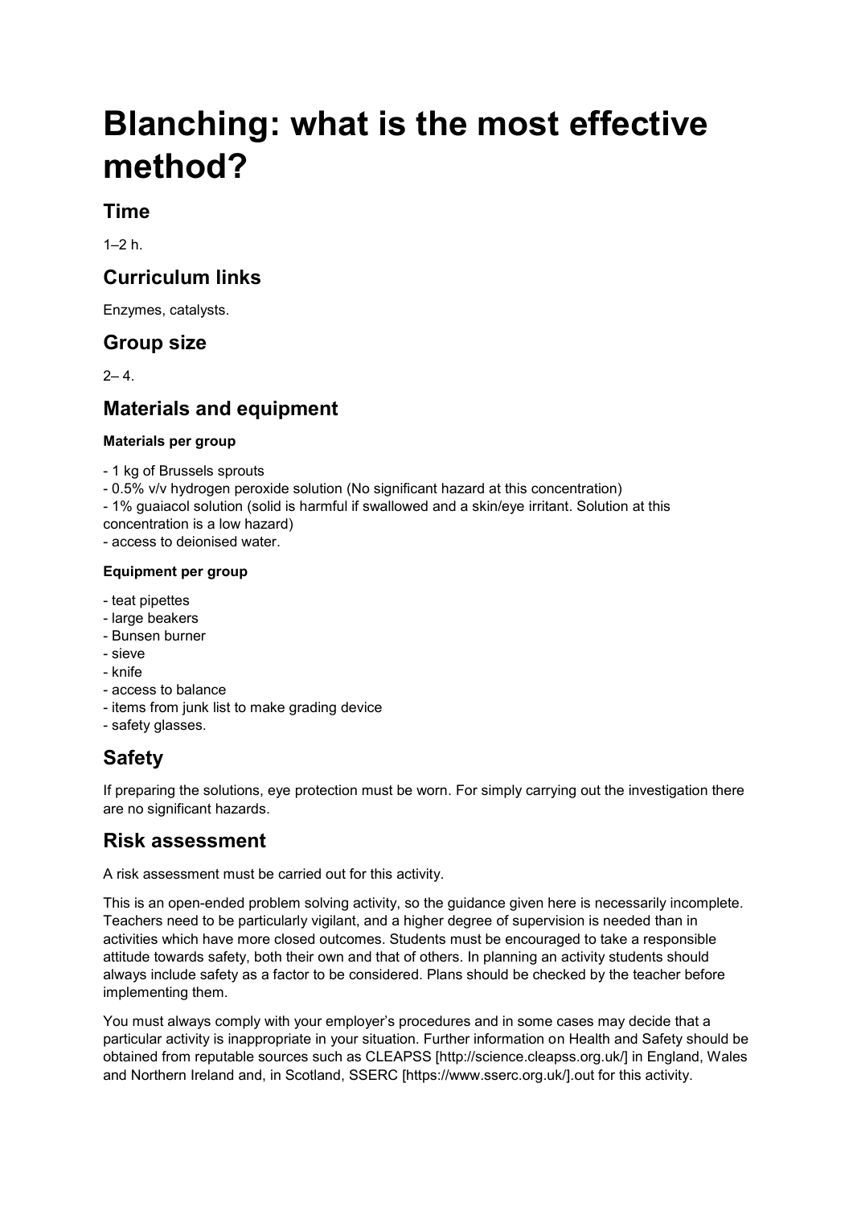# Blanching: what is the most effective method?

## Time

1–2 h.

## Curriculum links

Enzymes, catalysts.

## Group size

2– 4.

## Materials and equipment

**Materials per group**

- 1 kg of Brussels sprouts
- 0.5% v/v hydrogen peroxide solution (No significant hazard at this concentration)
- 1% guaiacol solution (solid is harmful if swallowed and a skin/eye irritant. Solution at this concentration is a low hazard)
- access to deionised water.

**Equipment per group**

- teat pipettes
- large beakers
- Bunsen burner
- sieve
- knife
- access to balance
- items from junk list to make grading device
- safety glasses.

## Safety

If preparing the solutions, eye protection must be worn. For simply carrying out the investigation there are no significant hazards.

## Risk assessment

A risk assessment must be carried out for this activity.

This is an open-ended problem solving activity, so the guidance given here is necessarily incomplete. Teachers need to be particularly vigilant, and a higher degree of supervision is needed than in activities which have more closed outcomes. Students must be encouraged to take a responsible attitude towards safety, both their own and that of others. In planning an activity students should always include safety as a factor to be considered. Plans should be checked by the teacher before implementing them.

You must always comply with your employer's procedures and in some cases may decide that a particular activity is inappropriate in your situation. Further information on Health and Safety should be obtained from reputable sources such as CLEAPSS [http://science.cleapss.org.uk/] in England, Wales and Northern Ireland and, in Scotland, SSERC [https://www.sserc.org.uk/].out for this activity.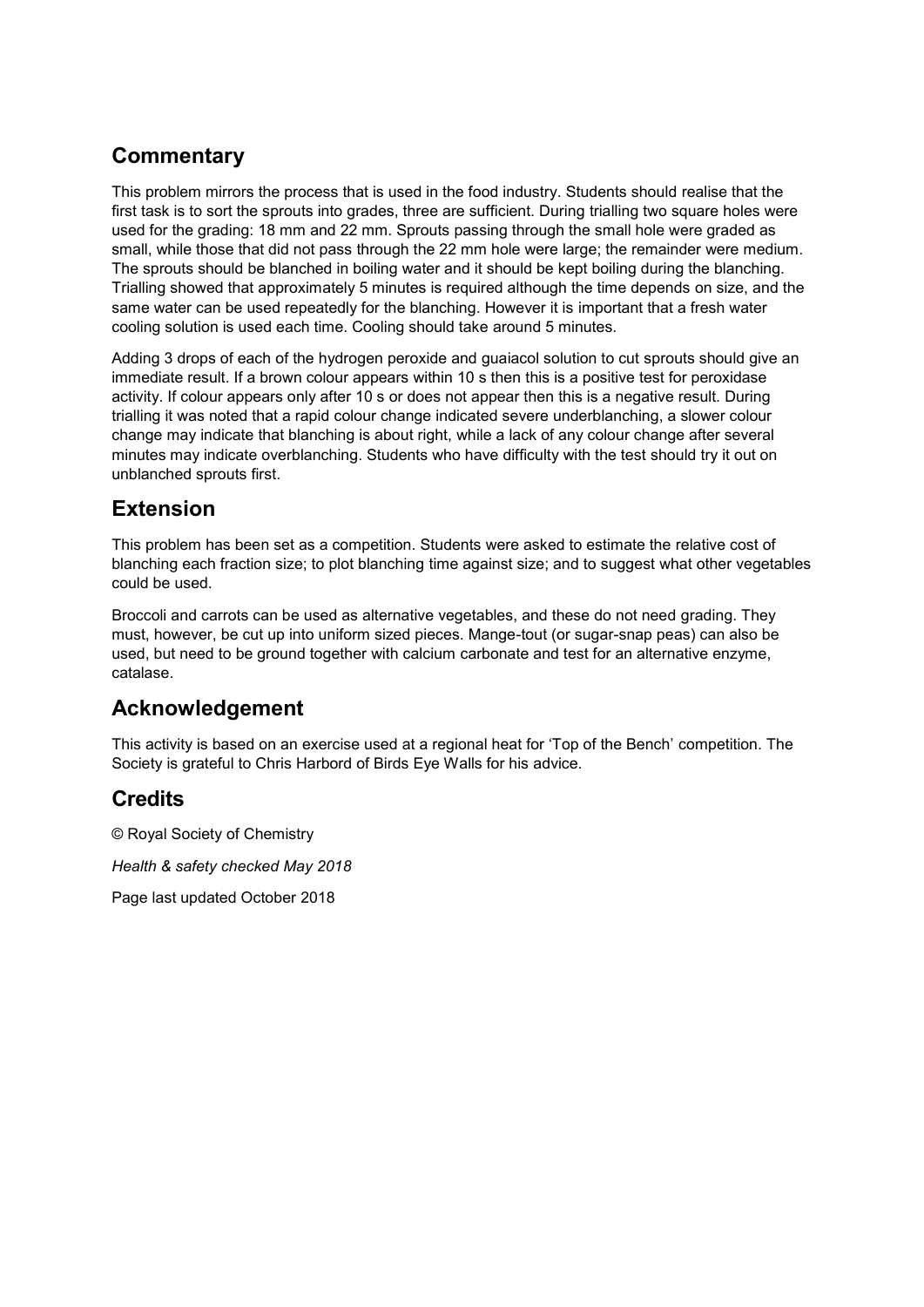## Commentary

This problem mirrors the process that is used in the food industry. Students should realise that the first task is to sort the sprouts into grades, three are sufficient. During trialling two square holes were used for the grading: 18 mm and 22 mm. Sprouts passing through the small hole were graded as small, while those that did not pass through the 22 mm hole were large; the remainder were medium. The sprouts should be blanched in boiling water and it should be kept boiling during the blanching. Trialling showed that approximately 5 minutes is required although the time depends on size, and the same water can be used repeatedly for the blanching. However it is important that a fresh water cooling solution is used each time. Cooling should take around 5 minutes.

Adding 3 drops of each of the hydrogen peroxide and guaiacol solution to cut sprouts should give an immediate result. If a brown colour appears within 10 s then this is a positive test for peroxidase activity. If colour appears only after 10 s or does not appear then this is a negative result. During trialling it was noted that a rapid colour change indicated severe underblanching, a slower colour change may indicate that blanching is about right, while a lack of any colour change after several minutes may indicate overblanching. Students who have difficulty with the test should try it out on unblanched sprouts first.

## Extension

This problem has been set as a competition. Students were asked to estimate the relative cost of blanching each fraction size; to plot blanching time against size; and to suggest what other vegetables could be used.

Broccoli and carrots can be used as alternative vegetables, and these do not need grading. They must, however, be cut up into uniform sized pieces. Mange-tout (or sugar-snap peas) can also be used, but need to be ground together with calcium carbonate and test for an alternative enzyme, catalase.

## Acknowledgement

This activity is based on an exercise used at a regional heat for 'Top of the Bench' competition. The Society is grateful to Chris Harbord of Birds Eye Walls for his advice.

## Credits

© Royal Society of Chemistry

*Health & safety checked May 2018*

Page last updated October 2018